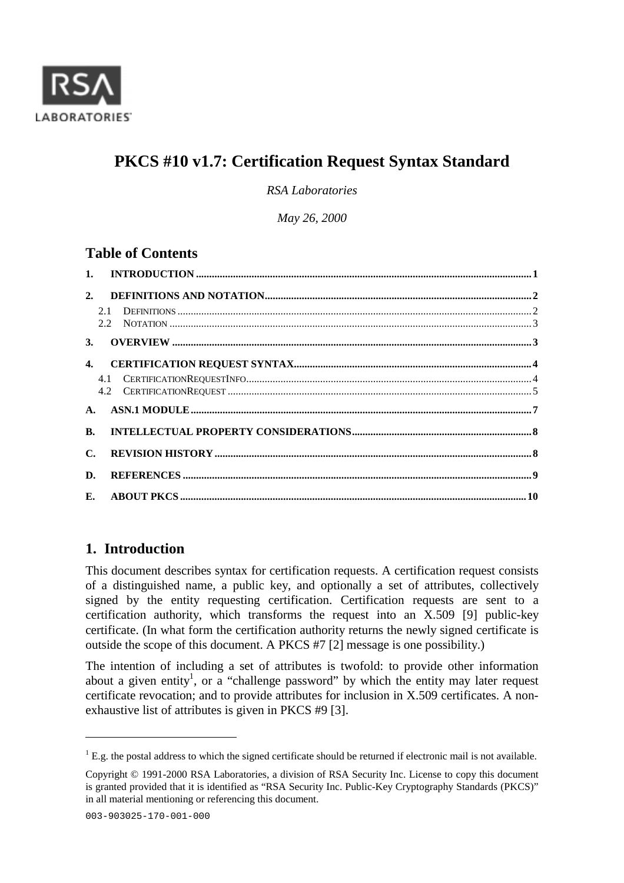RSA LABORATORIES

# PKCS #10 v1.7: Certification Request Syntax Standard

*RSA Laboratories*

*May 26, 2000*

## Table of Contents

1. INTRODUCTION ..... 1
2. DEFINITIONS AND NOTATION ..... 2
   - 2.1 DEFINITIONS ..... 2
   - 2.2 NOTATION ..... 3
3. OVERVIEW ..... 3
4. CERTIFICATION REQUEST SYNTAX ..... 4
   - 4.1 CERTIFICATIONREQUESTINFO ..... 4
   - 4.2 CERTIFICATIONREQUEST ..... 5

A. ASN.1 MODULE ..... 7

B. INTELLECTUAL PROPERTY CONSIDERATIONS ..... 8

C. REVISION HISTORY ..... 8

D. REFERENCES ..... 9

E. ABOUT PKCS ..... 10

## 1. Introduction

This document describes syntax for certification requests. A certification request consists of a distinguished name, a public key, and optionally a set of attributes, collectively signed by the entity requesting certification. Certification requests are sent to a certification authority, which transforms the request into an X.509 [9] public-key certificate. (In what form the certification authority returns the newly signed certificate is outside the scope of this document. A PKCS #7 [2] message is one possibility.)

The intention of including a set of attributes is twofold: to provide other information about a given entity[1], or a "challenge password" by which the entity may later request certificate revocation; and to provide attributes for inclusion in X.509 certificates. A non-exhaustive list of attributes is given in PKCS #9 [3].

---

[1] E.g. the postal address to which the signed certificate should be returned if electronic mail is not available.

Copyright © 1991-2000 RSA Laboratories, a division of RSA Security Inc. License to copy this document is granted provided that it is identified as "RSA Security Inc. Public-Key Cryptography Standards (PKCS)" in all material mentioning or referencing this document.

003-903025-170-001-000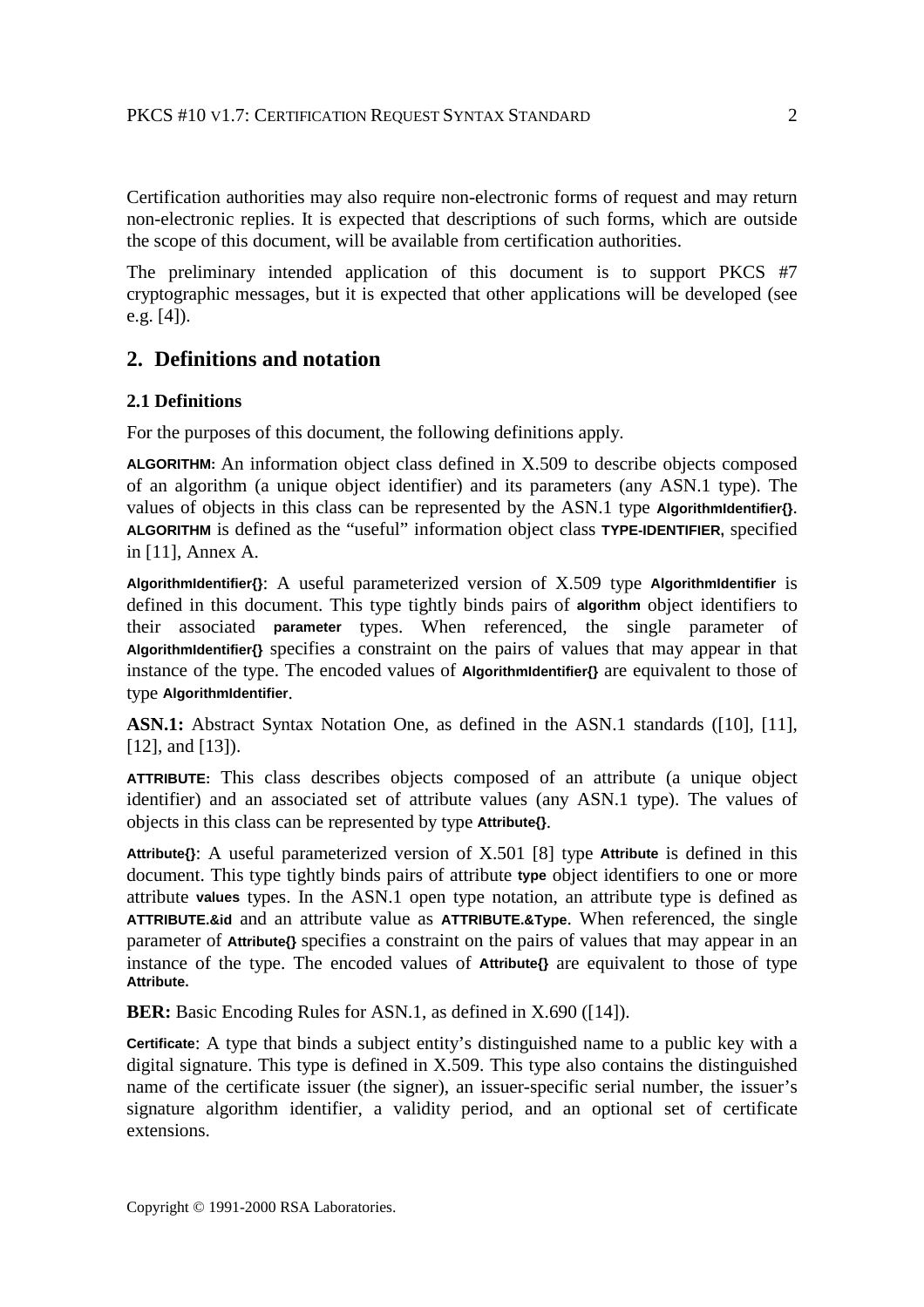Certification authorities may also require non-electronic forms of request and may return non-electronic replies. It is expected that descriptions of such forms, which are outside the scope of this document, will be available from certification authorities.

The preliminary intended application of this document is to support PKCS #7 cryptographic messages, but it is expected that other applications will be developed (see e.g. [4]).

## 2. Definitions and notation

### 2.1 Definitions

For the purposes of this document, the following definitions apply.

**ALGORITHM:** An information object class defined in X.509 to describe objects composed of an algorithm (a unique object identifier) and its parameters (any ASN.1 type). The values of objects in this class can be represented by the ASN.1 type **AlgorithmIdentifier{}**. **ALGORITHM** is defined as the "useful" information object class **TYPE-IDENTIFIER,** specified in [11], Annex A.

**AlgorithmIdentifier{}**: A useful parameterized version of X.509 type **AlgorithmIdentifier** is defined in this document. This type tightly binds pairs of **algorithm** object identifiers to their associated **parameter** types. When referenced, the single parameter of **AlgorithmIdentifier{}** specifies a constraint on the pairs of values that may appear in that instance of the type. The encoded values of **AlgorithmIdentifier{}** are equivalent to those of type **AlgorithmIdentifier**.

**ASN.1:** Abstract Syntax Notation One, as defined in the ASN.1 standards ([10], [11], [12], and [13]).

**ATTRIBUTE**: This class describes objects composed of an attribute (a unique object identifier) and an associated set of attribute values (any ASN.1 type). The values of objects in this class can be represented by type **Attribute{}**.

**Attribute{}**: A useful parameterized version of X.501 [8] type **Attribute** is defined in this document. This type tightly binds pairs of attribute **type** object identifiers to one or more attribute **values** types. In the ASN.1 open type notation, an attribute type is defined as **ATTRIBUTE.&id** and an attribute value as **ATTRIBUTE.&Type**. When referenced, the single parameter of **Attribute{}** specifies a constraint on the pairs of values that may appear in an instance of the type. The encoded values of **Attribute{}** are equivalent to those of type **Attribute.**

**BER:** Basic Encoding Rules for ASN.1, as defined in X.690 ([14]).

**Certificate**: A type that binds a subject entity's distinguished name to a public key with a digital signature. This type is defined in X.509. This type also contains the distinguished name of the certificate issuer (the signer), an issuer-specific serial number, the issuer's signature algorithm identifier, a validity period, and an optional set of certificate extensions.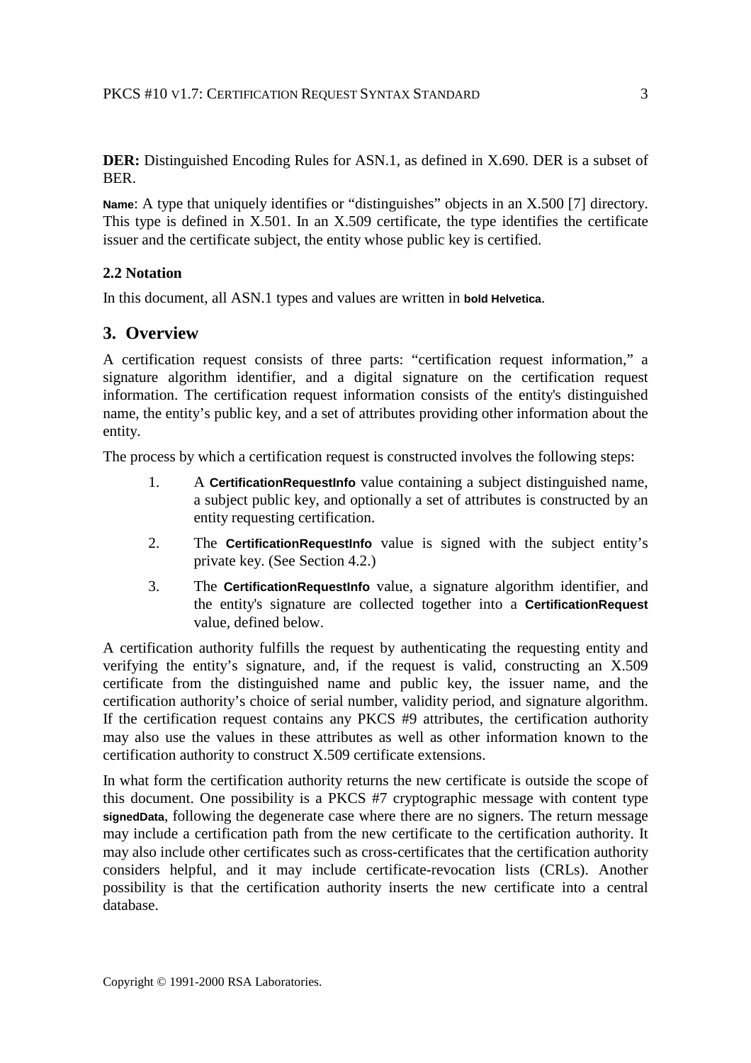**DER:** Distinguished Encoding Rules for ASN.1, as defined in X.690. DER is a subset of BER.

**Name**: A type that uniquely identifies or "distinguishes" objects in an X.500 [7] directory. This type is defined in X.501. In an X.509 certificate, the type identifies the certificate issuer and the certificate subject, the entity whose public key is certified.

### 2.2 Notation

In this document, all ASN.1 types and values are written in **bold Helvetica**.

## 3. Overview

A certification request consists of three parts: "certification request information," a signature algorithm identifier, and a digital signature on the certification request information. The certification request information consists of the entity's distinguished name, the entity's public key, and a set of attributes providing other information about the entity.

The process by which a certification request is constructed involves the following steps:

1. A **CertificationRequestInfo** value containing a subject distinguished name, a subject public key, and optionally a set of attributes is constructed by an entity requesting certification.
2. The **CertificationRequestInfo** value is signed with the subject entity's private key. (See Section 4.2.)
3. The **CertificationRequestInfo** value, a signature algorithm identifier, and the entity's signature are collected together into a **CertificationRequest** value, defined below.

A certification authority fulfills the request by authenticating the requesting entity and verifying the entity's signature, and, if the request is valid, constructing an X.509 certificate from the distinguished name and public key, the issuer name, and the certification authority's choice of serial number, validity period, and signature algorithm. If the certification request contains any PKCS #9 attributes, the certification authority may also use the values in these attributes as well as other information known to the certification authority to construct X.509 certificate extensions.

In what form the certification authority returns the new certificate is outside the scope of this document. One possibility is a PKCS #7 cryptographic message with content type **signedData**, following the degenerate case where there are no signers. The return message may include a certification path from the new certificate to the certification authority. It may also include other certificates such as cross-certificates that the certification authority considers helpful, and it may include certificate-revocation lists (CRLs). Another possibility is that the certification authority inserts the new certificate into a central database.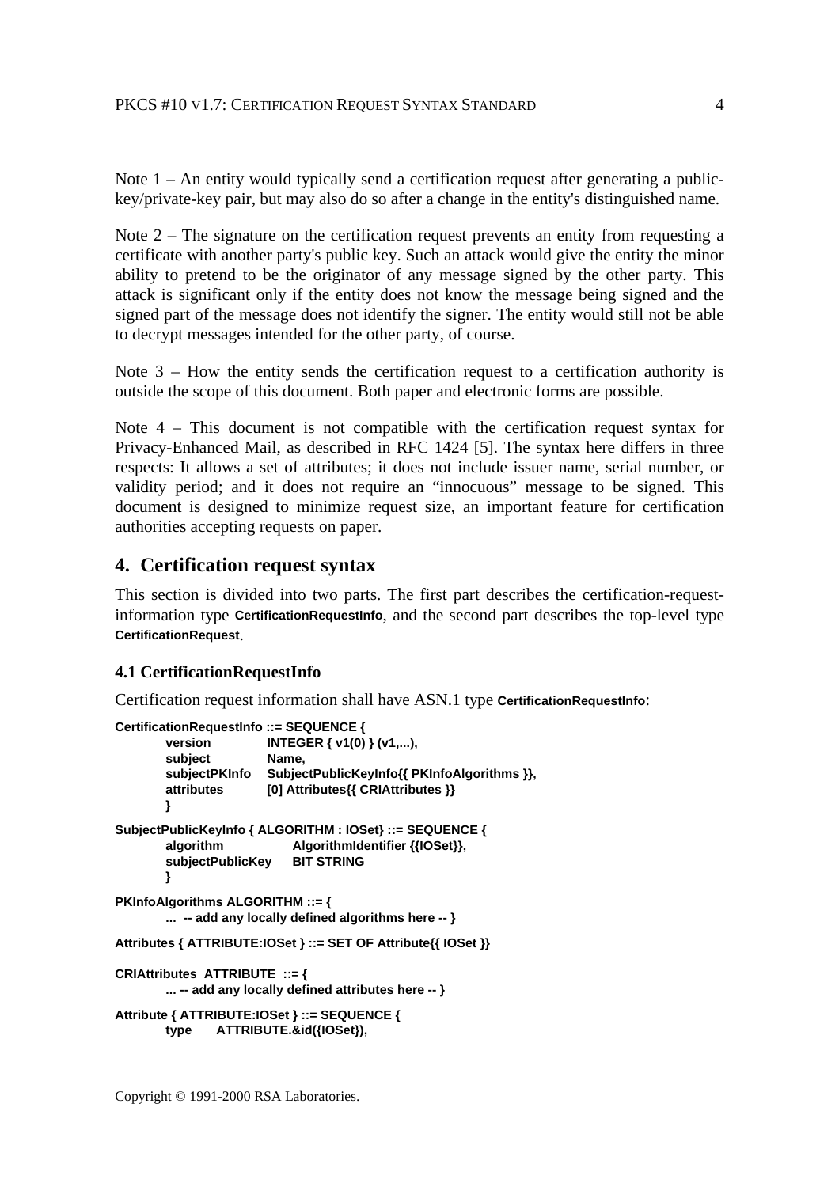Note 1 – An entity would typically send a certification request after generating a public-key/private-key pair, but may also do so after a change in the entity's distinguished name.

Note 2 – The signature on the certification request prevents an entity from requesting a certificate with another party's public key. Such an attack would give the entity the minor ability to pretend to be the originator of any message signed by the other party. This attack is significant only if the entity does not know the message being signed and the signed part of the message does not identify the signer. The entity would still not be able to decrypt messages intended for the other party, of course.

Note 3 – How the entity sends the certification request to a certification authority is outside the scope of this document. Both paper and electronic forms are possible.

Note 4 – This document is not compatible with the certification request syntax for Privacy-Enhanced Mail, as described in RFC 1424 [5]. The syntax here differs in three respects: It allows a set of attributes; it does not include issuer name, serial number, or validity period; and it does not require an "innocuous" message to be signed. This document is designed to minimize request size, an important feature for certification authorities accepting requests on paper.

## 4. Certification request syntax

This section is divided into two parts. The first part describes the certification-request-information type **CertificationRequestInfo**, and the second part describes the top-level type **CertificationRequest**.

### 4.1 CertificationRequestInfo

Certification request information shall have ASN.1 type **CertificationRequestInfo**:

```
CertificationRequestInfo ::= SEQUENCE {
        version       INTEGER { v1(0) } (v1,...),
        subject       Name,
        subjectPKInfo SubjectPublicKeyInfo{{ PKInfoAlgorithms }},
        attributes    [0] Attributes{{ CRIAttributes }}
        }

SubjectPublicKeyInfo { ALGORITHM : IOSet} ::= SEQUENCE {
        algorithm         AlgorithmIdentifier {{IOSet}},
        subjectPublicKey  BIT STRING
        }

PKInfoAlgorithms ALGORITHM ::= {
        ...  -- add any locally defined algorithms here -- }

Attributes { ATTRIBUTE:IOSet } ::= SET OF Attribute{{ IOSet }}

CRIAttributes  ATTRIBUTE  ::= {
        ... -- add any locally defined attributes here -- }

Attribute { ATTRIBUTE:IOSet } ::= SEQUENCE {
        type      ATTRIBUTE.&id({IOSet}),
```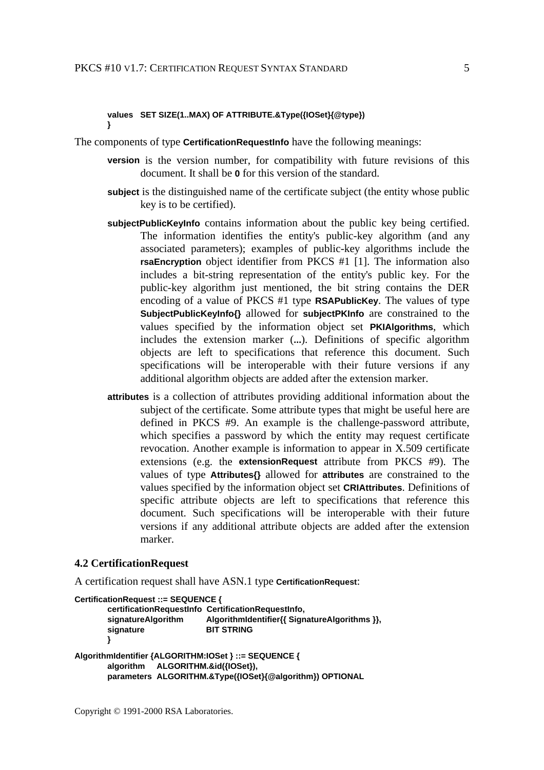```
values   SET SIZE(1..MAX) OF ATTRIBUTE.&Type({IOSet}{@type})
}
```

The components of type **CertificationRequestInfo** have the following meanings:

- **version** is the version number, for compatibility with future revisions of this document. It shall be **0** for this version of the standard.
- **subject** is the distinguished name of the certificate subject (the entity whose public key is to be certified).
- **subjectPublicKeyInfo** contains information about the public key being certified. The information identifies the entity's public-key algorithm (and any associated parameters); examples of public-key algorithms include the **rsaEncryption** object identifier from PKCS #1 [1]. The information also includes a bit-string representation of the entity's public key. For the public-key algorithm just mentioned, the bit string contains the DER encoding of a value of PKCS #1 type **RSAPublicKey**. The values of type **SubjectPublicKeyInfo{}** allowed for **subjectPKInfo** are constrained to the values specified by the information object set **PKIAlgorithms**, which includes the extension marker (**...**). Definitions of specific algorithm objects are left to specifications that reference this document. Such specifications will be interoperable with their future versions if any additional algorithm objects are added after the extension marker.
- **attributes** is a collection of attributes providing additional information about the subject of the certificate. Some attribute types that might be useful here are defined in PKCS #9. An example is the challenge-password attribute, which specifies a password by which the entity may request certificate revocation. Another example is information to appear in X.509 certificate extensions (e.g. the **extensionRequest** attribute from PKCS #9). The values of type **Attributes{}** allowed for **attributes** are constrained to the values specified by the information object set **CRIAttributes**. Definitions of specific attribute objects are left to specifications that reference this document. Such specifications will be interoperable with their future versions if any additional attribute objects are added after the extension marker.

### 4.2 CertificationRequest

A certification request shall have ASN.1 type **CertificationRequest**:

```
CertificationRequest ::= SEQUENCE {
        certificationRequestInfo  CertificationRequestInfo,
        signatureAlgorithm        AlgorithmIdentifier{{ SignatureAlgorithms }},
        signature                 BIT STRING
        }

AlgorithmIdentifier {ALGORITHM:IOSet } ::= SEQUENCE {
        algorithm    ALGORITHM.&id({IOSet}),
        parameters   ALGORITHM.&Type({IOSet}{@algorithm}) OPTIONAL
```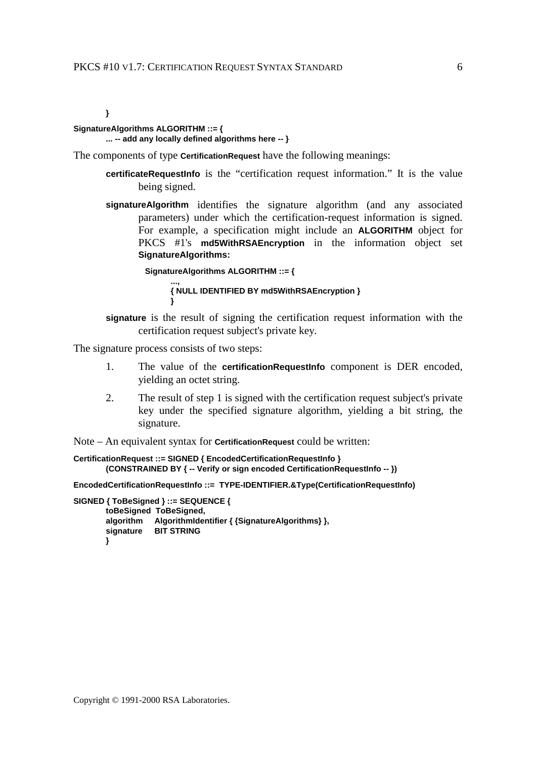```
}

SignatureAlgorithms ALGORITHM ::= {
        ... -- add any locally defined algorithms here -- }
```

The components of type **CertificationRequest** have the following meanings:

**certificateRequestInfo** is the "certification request information." It is the value being signed.

**signatureAlgorithm** identifies the signature algorithm (and any associated parameters) under which the certification-request information is signed. For example, a specification might include an **ALGORITHM** object for PKCS #1's **md5WithRSAEncryption** in the information object set **SignatureAlgorithms:**

```
SignatureAlgorithms ALGORITHM ::= {
        ...,
        { NULL IDENTIFIED BY md5WithRSAEncryption }
        }
```

**signature** is the result of signing the certification request information with the certification request subject's private key.

The signature process consists of two steps:

1. The value of the **certificationRequestInfo** component is DER encoded, yielding an octet string.
2. The result of step 1 is signed with the certification request subject's private key under the specified signature algorithm, yielding a bit string, the signature.

Note – An equivalent syntax for **CertificationRequest** could be written:

```
CertificationRequest ::= SIGNED { EncodedCertificationRequestInfo }
        (CONSTRAINED BY { -- Verify or sign encoded CertificationRequestInfo -- })

EncodedCertificationRequestInfo ::=  TYPE-IDENTIFIER.&Type(CertificationRequestInfo)

SIGNED { ToBeSigned } ::= SEQUENCE {
        toBeSigned  ToBeSigned,
        algorithm     AlgorithmIdentifier { {SignatureAlgorithms} },
        signature     BIT STRING
        }
```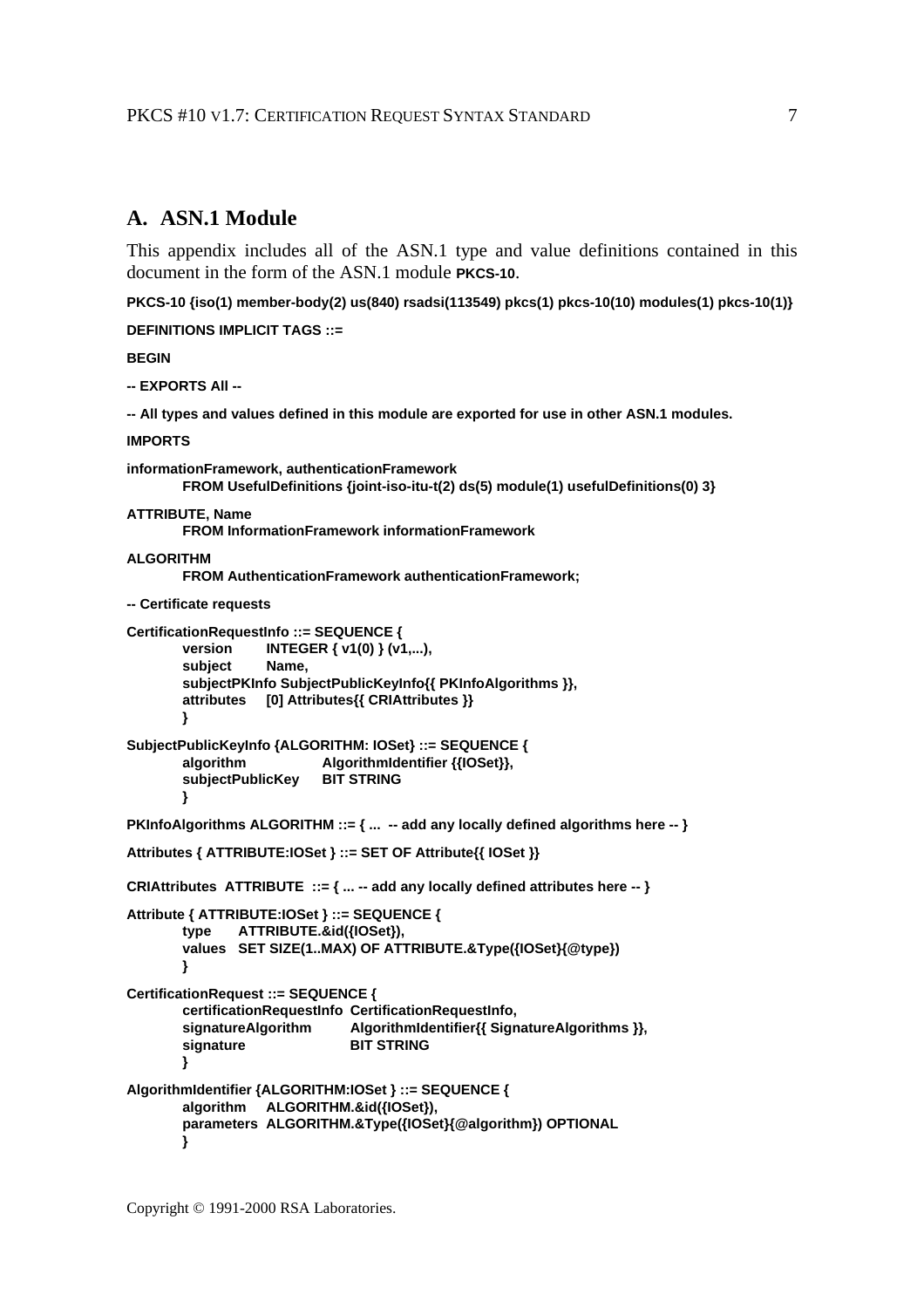## A. ASN.1 Module

This appendix includes all of the ASN.1 type and value definitions contained in this document in the form of the ASN.1 module **PKCS-10**.

```
PKCS-10 {iso(1) member-body(2) us(840) rsadsi(113549) pkcs(1) pkcs-10(10) modules(1) pkcs-10(1)}

DEFINITIONS IMPLICIT TAGS ::=

BEGIN

-- EXPORTS All --

-- All types and values defined in this module are exported for use in other ASN.1 modules.

IMPORTS

informationFramework, authenticationFramework
        FROM UsefulDefinitions {joint-iso-itu-t(2) ds(5) module(1) usefulDefinitions(0) 3}

ATTRIBUTE, Name
        FROM InformationFramework informationFramework

ALGORITHM
        FROM AuthenticationFramework authenticationFramework;

-- Certificate requests

CertificationRequestInfo ::= SEQUENCE {
        version       INTEGER { v1(0) } (v1,...),
        subject       Name,
        subjectPKInfo SubjectPublicKeyInfo{{ PKInfoAlgorithms }},
        attributes    [0] Attributes{{ CRIAttributes }}
        }

SubjectPublicKeyInfo {ALGORITHM: IOSet} ::= SEQUENCE {
        algorithm           AlgorithmIdentifier {{IOSet}},
        subjectPublicKey    BIT STRING
        }

PKInfoAlgorithms ALGORITHM ::= { ...  -- add any locally defined algorithms here -- }

Attributes { ATTRIBUTE:IOSet } ::= SET OF Attribute{{ IOSet }}

CRIAttributes  ATTRIBUTE  ::= { ... -- add any locally defined attributes here -- }

Attribute { ATTRIBUTE:IOSet } ::= SEQUENCE {
        type     ATTRIBUTE.&id({IOSet}),
        values   SET SIZE(1..MAX) OF ATTRIBUTE.&Type({IOSet}{@type})
        }

CertificationRequest ::= SEQUENCE {
        certificationRequestInfo  CertificationRequestInfo,
        signatureAlgorithm        AlgorithmIdentifier{{ SignatureAlgorithms }},
        signature                 BIT STRING
        }

AlgorithmIdentifier {ALGORITHM:IOSet } ::= SEQUENCE {
        algorithm    ALGORITHM.&id({IOSet}),
        parameters   ALGORITHM.&Type({IOSet}{@algorithm}) OPTIONAL
        }
```

Copyright © 1991-2000 RSA Laboratories.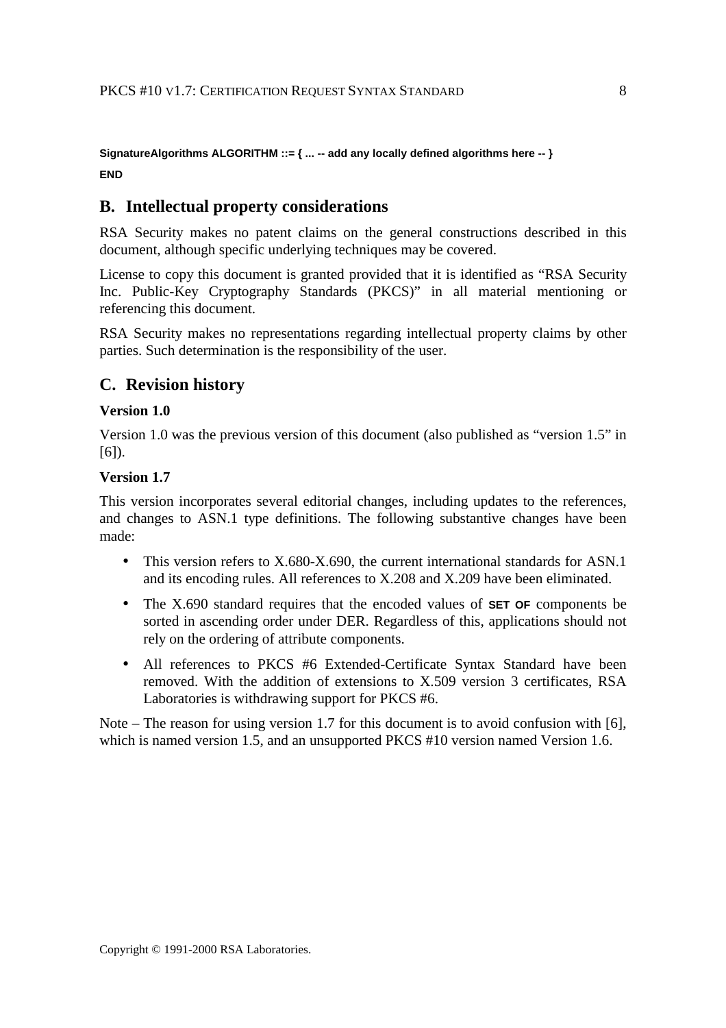```
SignatureAlgorithms ALGORITHM ::= { ... -- add any locally defined algorithms here -- }

END
```

## B. Intellectual property considerations

RSA Security makes no patent claims on the general constructions described in this document, although specific underlying techniques may be covered.

License to copy this document is granted provided that it is identified as “RSA Security Inc. Public-Key Cryptography Standards (PKCS)” in all material mentioning or referencing this document.

RSA Security makes no representations regarding intellectual property claims by other parties. Such determination is the responsibility of the user.

## C. Revision history

### Version 1.0

Version 1.0 was the previous version of this document (also published as “version 1.5” in [6]).

### Version 1.7

This version incorporates several editorial changes, including updates to the references, and changes to ASN.1 type definitions. The following substantive changes have been made:

- This version refers to X.680-X.690, the current international standards for ASN.1 and its encoding rules. All references to X.208 and X.209 have been eliminated.
- The X.690 standard requires that the encoded values of **SET OF** components be sorted in ascending order under DER. Regardless of this, applications should not rely on the ordering of attribute components.
- All references to PKCS #6 Extended-Certificate Syntax Standard have been removed. With the addition of extensions to X.509 version 3 certificates, RSA Laboratories is withdrawing support for PKCS #6.

Note – The reason for using version 1.7 for this document is to avoid confusion with [6], which is named version 1.5, and an unsupported PKCS #10 version named Version 1.6.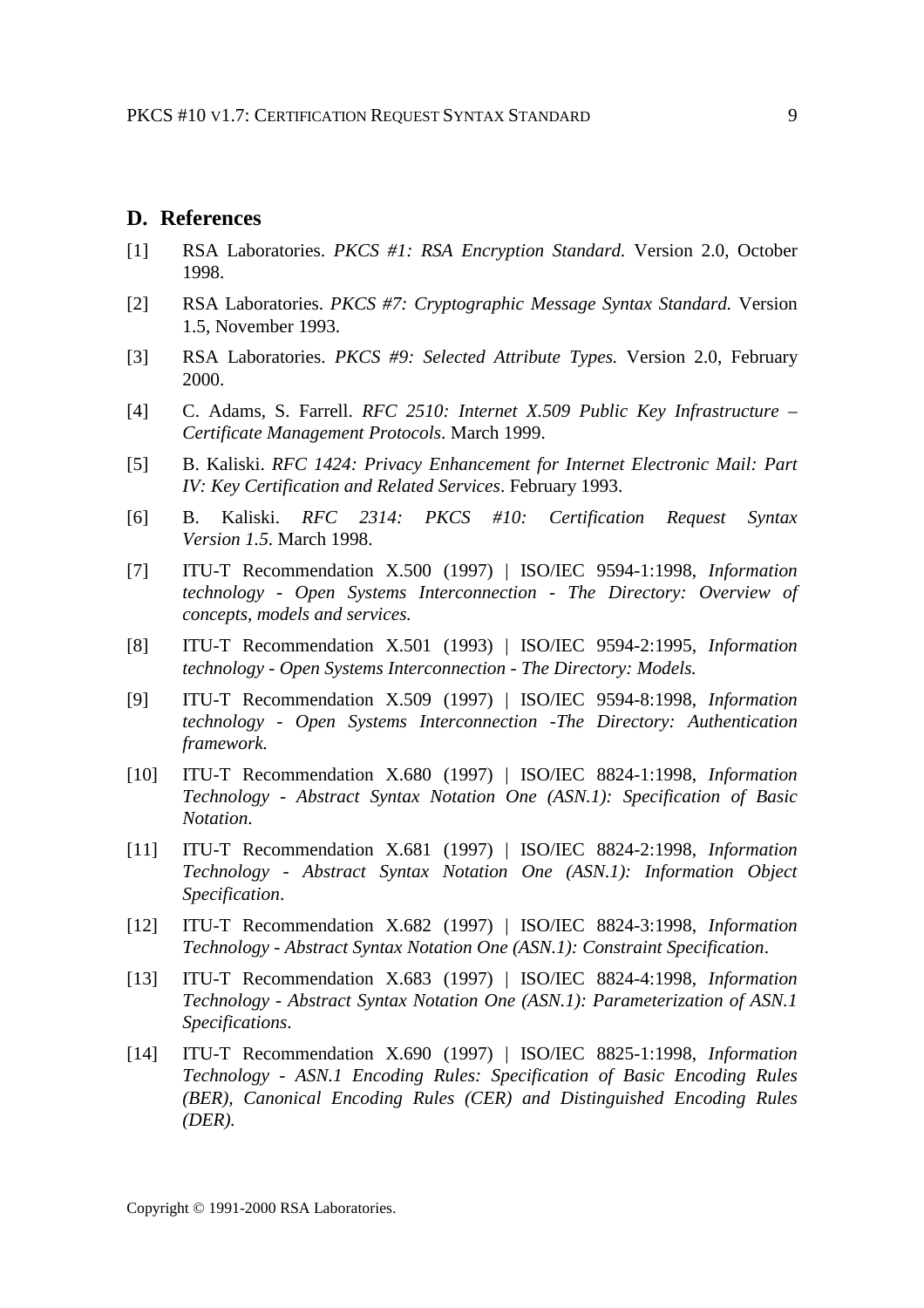## D. References

[1] RSA Laboratories. *PKCS #1: RSA Encryption Standard.* Version 2.0, October 1998.

[2] RSA Laboratories. *PKCS #7: Cryptographic Message Syntax Standard.* Version 1.5, November 1993.

[3] RSA Laboratories. *PKCS #9: Selected Attribute Types.* Version 2.0, February 2000.

[4] C. Adams, S. Farrell. *RFC 2510: Internet X.509 Public Key Infrastructure – Certificate Management Protocols*. March 1999.

[5] B. Kaliski. *RFC 1424: Privacy Enhancement for Internet Electronic Mail: Part IV: Key Certification and Related Services*. February 1993.

[6] B. Kaliski. *RFC 2314: PKCS #10: Certification Request Syntax Version 1.5*. March 1998.

[7] ITU-T Recommendation X.500 (1997) | ISO/IEC 9594-1:1998, *Information technology - Open Systems Interconnection - The Directory: Overview of concepts, models and services.*

[8] ITU-T Recommendation X.501 (1993) | ISO/IEC 9594-2:1995, *Information technology - Open Systems Interconnection - The Directory: Models.*

[9] ITU-T Recommendation X.509 (1997) | ISO/IEC 9594-8:1998, *Information technology - Open Systems Interconnection -The Directory: Authentication framework.*

[10] ITU-T Recommendation X.680 (1997) | ISO/IEC 8824-1:1998, *Information Technology - Abstract Syntax Notation One (ASN.1): Specification of Basic Notation*.

[11] ITU-T Recommendation X.681 (1997) | ISO/IEC 8824-2:1998, *Information Technology - Abstract Syntax Notation One (ASN.1): Information Object Specification*.

[12] ITU-T Recommendation X.682 (1997) | ISO/IEC 8824-3:1998, *Information Technology - Abstract Syntax Notation One (ASN.1): Constraint Specification*.

[13] ITU-T Recommendation X.683 (1997) | ISO/IEC 8824-4:1998, *Information Technology - Abstract Syntax Notation One (ASN.1): Parameterization of ASN.1 Specifications*.

[14] ITU-T Recommendation X.690 (1997) | ISO/IEC 8825-1:1998, *Information Technology - ASN.1 Encoding Rules: Specification of Basic Encoding Rules (BER), Canonical Encoding Rules (CER) and Distinguished Encoding Rules (DER).*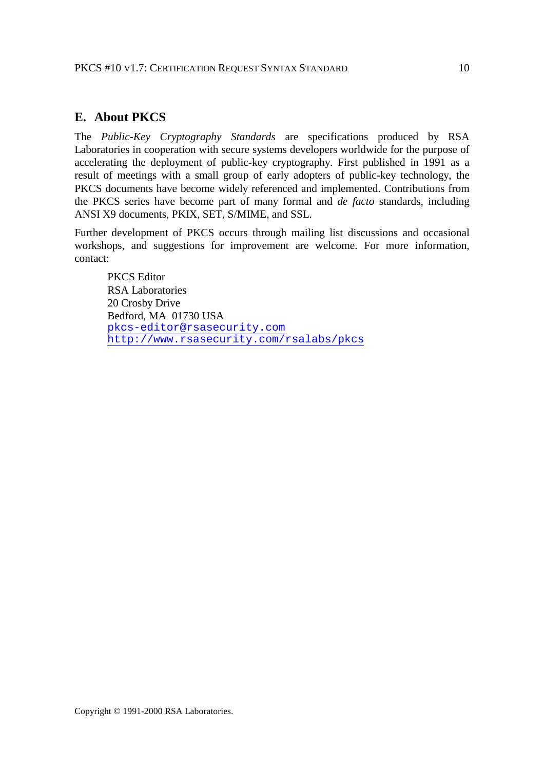## E. About PKCS

The *Public-Key Cryptography Standards* are specifications produced by RSA Laboratories in cooperation with secure systems developers worldwide for the purpose of accelerating the deployment of public-key cryptography. First published in 1991 as a result of meetings with a small group of early adopters of public-key technology, the PKCS documents have become widely referenced and implemented. Contributions from the PKCS series have become part of many formal and *de facto* standards, including ANSI X9 documents, PKIX, SET, S/MIME, and SSL.

Further development of PKCS occurs through mailing list discussions and occasional workshops, and suggestions for improvement are welcome. For more information, contact:

> PKCS Editor
> RSA Laboratories
> 20 Crosby Drive
> Bedford, MA 01730 USA
> pkcs-editor@rsasecurity.com
> http://www.rsasecurity.com/rsalabs/pkcs

Copyright © 1991-2000 RSA Laboratories.